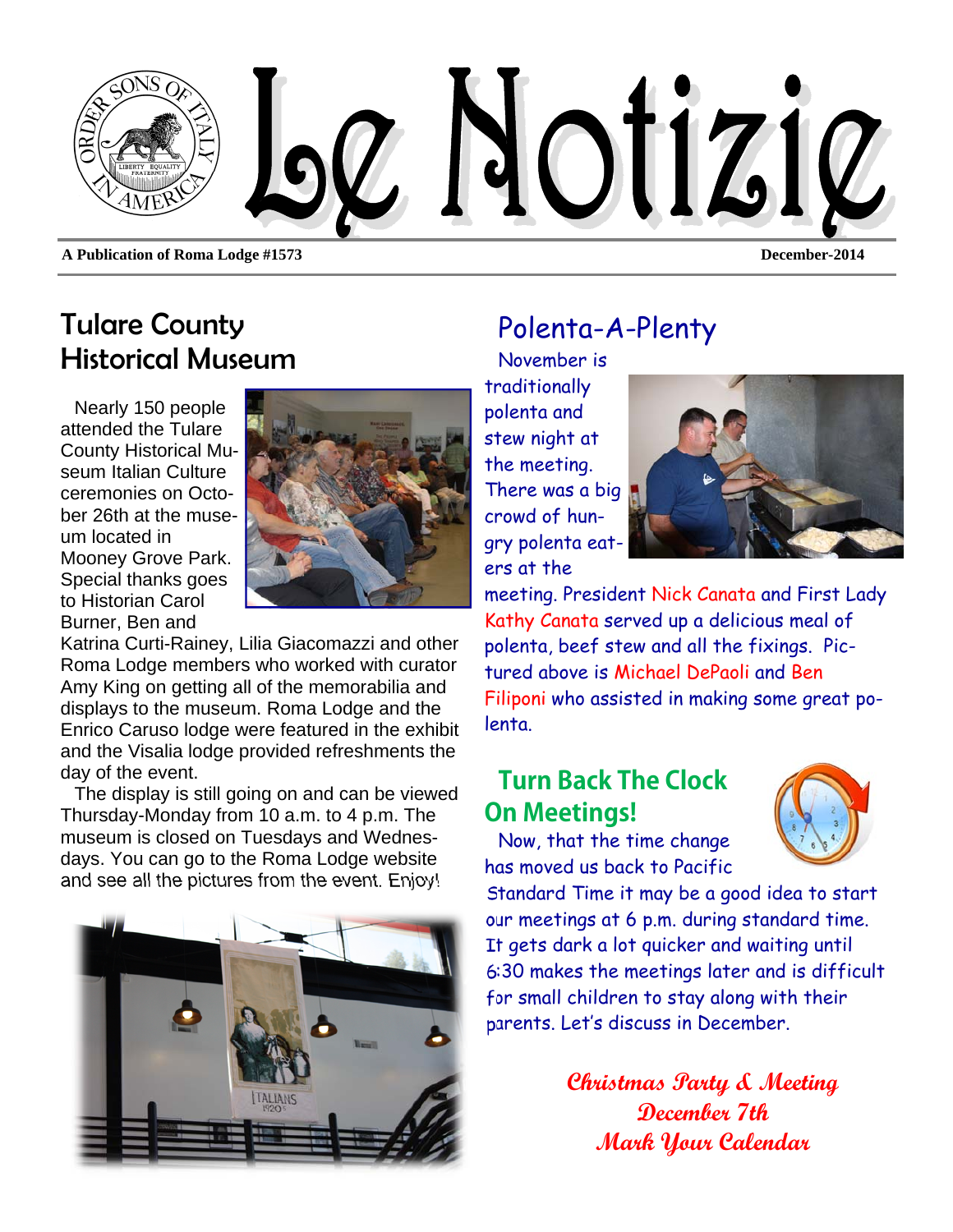# Le Notizie

**A Publication of Roma Lodge #1573** **December-2014**

## Tulare County Historical Museum

Nearly 150 people attended the Tulare County Historical Museum Italian Culture ceremonies on October 26th at the museum located in Mooney Grove Park. Special thanks goes to Historian Carol Burner, Ben and Katrina Curti-Rainey, Lilia Giacomazzi and other Roma Lodge members who worked with curator Amy King on getting all of the memorabilia and displays to the museum. Roma Lodge and the Enrico Caruso lodge were featured in the exhibit and the Visalia lodge provided refreshments the day of the event.

The display is still going on and can be viewed Thursday-Monday from 10 a.m. to 4 p.m. The museum is closed on Tuesdays and Wednesdays. You can go to the Roma Lodge website and see all the pictures from the event. Enjoy!

## Polenta-A-Plenty

November is traditionally polenta and stew night at the meeting. There was a big crowd of hungry polenta eaters at the meeting. President Nick Canata and First Lady Kathy Canata served up a delicious meal of polenta, beef stew and all the fixings. Pictured above is Michael DePaoli and Ben Filiponi who assisted in making some great polenta.

## Turn Back The Clock On Meetings!

Now, that the time change has moved us back to Pacific Standard Time it may be a good idea to start our meetings at 6 p.m. during standard time. It gets dark a lot quicker and waiting until 6:30 makes the meetings later and is difficult for small children to stay along with their parents. Let's discuss in December.

***Christmas Party & Meeting***
***December 7th***
***Mark Your Calendar***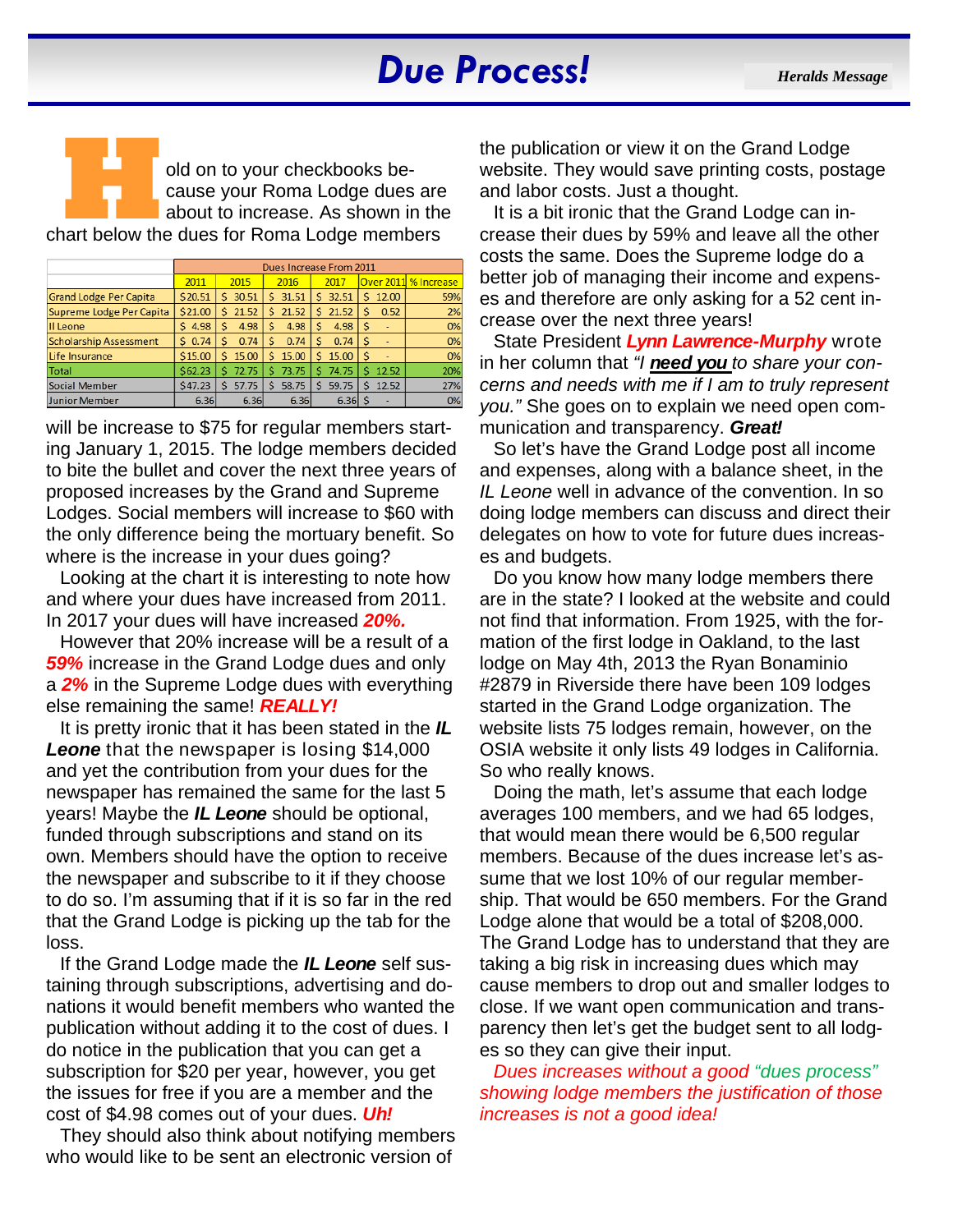# Due Process!

*Heralds Message*

Hold on to your checkbooks because your Roma Lodge dues are about to increase. As shown in the chart below the dues for Roma Lodge members

| | Dues Increase From 2011 | | | | | |
|---|---|---|---|---|---|---|
| | 2011 | 2015 | 2016 | 2017 | Over 2011 | % Increase |
| Grand Lodge Per Capita | $20.51 | $ 30.51 | $ 31.51 | $ 32.51 | $ 12.00 | 59% |
| Supreme Lodge Per Capita | $21.00 | $ 21.52 | $ 21.52 | $ 21.52 | $ 0.52 | 2% |
| Il Leone | $ 4.98 | $ 4.98 | $ 4.98 | $ 4.98 | $ - | 0% |
| Scholarship Assessment | $ 0.74 | $ 0.74 | $ 0.74 | $ 0.74 | $ - | 0% |
| Life Insurance | $15.00 | $ 15.00 | $ 15.00 | $ 15.00 | $ - | 0% |
| Total | $62.23 | $ 72.75 | $ 73.75 | $ 74.75 | $ 12.52 | 20% |
| Social Member | $47.23 | $ 57.75 | $ 58.75 | $ 59.75 | $ 12.52 | 27% |
| Junior Member | 6.36 | 6.36 | 6.36 | 6.36 | $ - | 0% |

will be increase to $75 for regular members starting January 1, 2015. The lodge members decided to bite the bullet and cover the next three years of proposed increases by the Grand and Supreme Lodges. Social members will increase to $60 with the only difference being the mortuary benefit. So where is the increase in your dues going?

Looking at the chart it is interesting to note how and where your dues have increased from 2011. In 2017 your dues will have increased ***20%.***

However that 20% increase will be a result of a ***59%*** increase in the Grand Lodge dues and only a ***2%*** in the Supreme Lodge dues with everything else remaining the same! ***REALLY!***

It is pretty ironic that it has been stated in the ***IL Leone*** that the newspaper is losing $14,000 and yet the contribution from your dues for the newspaper has remained the same for the last 5 years! Maybe the ***IL Leone*** should be optional, funded through subscriptions and stand on its own. Members should have the option to receive the newspaper and subscribe to it if they choose to do so. I'm assuming that if it is so far in the red that the Grand Lodge is picking up the tab for the loss.

If the Grand Lodge made the ***IL Leone*** self sustaining through subscriptions, advertising and donations it would benefit members who wanted the publication without adding it to the cost of dues. I do notice in the publication that you can get a subscription for $20 per year, however, you get the issues for free if you are a member and the cost of $4.98 comes out of your dues. ***Uh!***

They should also think about notifying members who would like to be sent an electronic version of the publication or view it on the Grand Lodge website. They would save printing costs, postage and labor costs. Just a thought.

It is a bit ironic that the Grand Lodge can increase their dues by 59% and leave all the other costs the same. Does the Supreme lodge do a better job of managing their income and expenses and therefore are only asking for a 52 cent increase over the next three years!

State President ***Lynn Lawrence-Murphy*** wrote in her column that *"I **need you** to share your concerns and needs with me if I am to truly represent you."* She goes on to explain we need open communication and transparency. ***Great!***

So let's have the Grand Lodge post all income and expenses, along with a balance sheet, in the *IL Leone* well in advance of the convention. In so doing lodge members can discuss and direct their delegates on how to vote for future dues increases and budgets.

Do you know how many lodge members there are in the state? I looked at the website and could not find that information. From 1925, with the formation of the first lodge in Oakland, to the last lodge on May 4th, 2013 the Ryan Bonaminio #2879 in Riverside there have been 109 lodges started in the Grand Lodge organization. The website lists 75 lodges remain, however, on the OSIA website it only lists 49 lodges in California. So who really knows.

Doing the math, let's assume that each lodge averages 100 members, and we had 65 lodges, that would mean there would be 6,500 regular members. Because of the dues increase let's assume that we lost 10% of our regular membership. That would be 650 members. For the Grand Lodge alone that would be a total of $208,000. The Grand Lodge has to understand that they are taking a big risk in increasing dues which may cause members to drop out and smaller lodges to close. If we want open communication and transparency then let's get the budget sent to all lodges so they can give their input.

*Dues increases without a good "dues process" showing lodge members the justification of those increases is not a good idea!*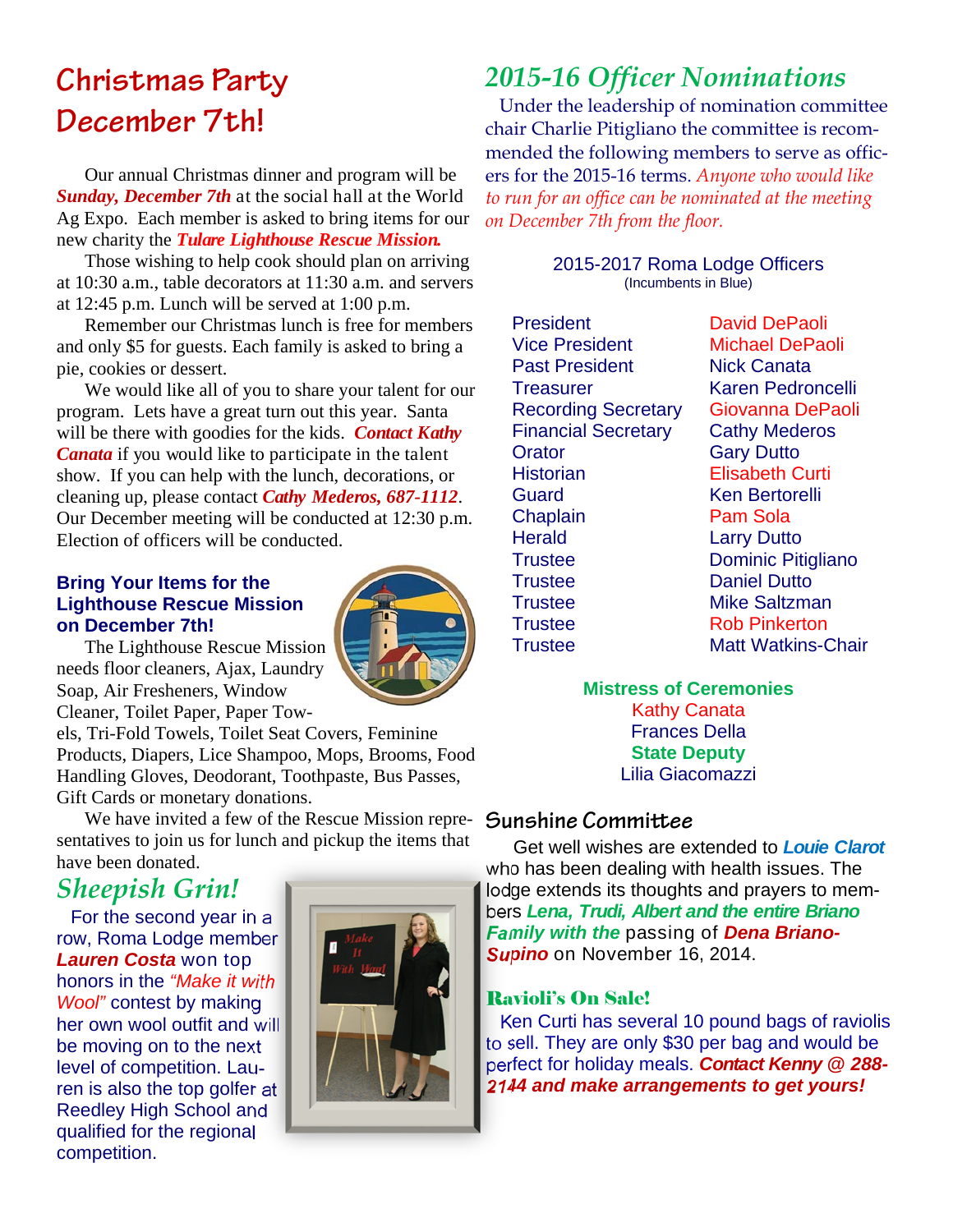# Christmas Party December 7th!

Our annual Christmas dinner and program will be ***Sunday, December 7th*** at the social hall at the World Ag Expo. Each member is asked to bring items for our new charity the ***Tulare Lighthouse Rescue Mission.***

Those wishing to help cook should plan on arriving at 10:30 a.m., table decorators at 11:30 a.m. and servers at 12:45 p.m. Lunch will be served at 1:00 p.m.

Remember our Christmas lunch is free for members and only $5 for guests. Each family is asked to bring a pie, cookies or dessert.

We would like all of you to share your talent for our program. Lets have a great turn out this year. Santa will be there with goodies for the kids. ***Contact Kathy Canata*** if you would like to participate in the talent show. If you can help with the lunch, decorations, or cleaning up, please contact ***Cathy Mederos, 687-1112***. Our December meeting will be conducted at 12:30 p.m. Election of officers will be conducted.

### Bring Your Items for the Lighthouse Rescue Mission on December 7th!

The Lighthouse Rescue Mission needs floor cleaners, Ajax, Laundry Soap, Air Fresheners, Window Cleaner, Toilet Paper, Paper Towels, Tri-Fold Towels, Toilet Seat Covers, Feminine Products, Diapers, Lice Shampoo, Mops, Brooms, Food Handling Gloves, Deodorant, Toothpaste, Bus Passes, Gift Cards or monetary donations.

We have invited a few of the Rescue Mission representatives to join us for lunch and pickup the items that have been donated.

## Sheepish Grin!

For the second year in a row, Roma Lodge member ***Lauren Costa*** won top honors in the *"Make it with Wool"* contest by making her own wool outfit and will be moving on to the next level of competition. Lauren is also the top golfer at Reedley High School and qualified for the regional competition.

## 2015-16 Officer Nominations

Under the leadership of nomination committee chair Charlie Pitigliano the committee is recommended the following members to serve as officers for the 2015-16 terms. *Anyone who would like to run for an office can be nominated at the meeting on December 7th from the floor.*

**2015-2017 Roma Lodge Officers**
(Incumbents in Blue)

| Office | Name |
|---|---|
| President | David DePaoli |
| Vice President | Michael DePaoli |
| Past President | Nick Canata |
| Treasurer | Karen Pedroncelli |
| Recording Secretary | Giovanna DePaoli |
| Financial Secretary | Cathy Mederos |
| Orator | Gary Dutto |
| Historian | Elisabeth Curti |
| Guard | Ken Bertorelli |
| Chaplain | Pam Sola |
| Herald | Larry Dutto |
| Trustee | Dominic Pitigliano |
| Trustee | Daniel Dutto |
| Trustee | Mike Saltzman |
| Trustee | Rob Pinkerton |
| Trustee | Matt Watkins-Chair |

**Mistress of Ceremonies**
Kathy Canata
Frances Della

**State Deputy**
Lilia Giacomazzi

## Sunshine Committee

Get well wishes are extended to ***Louie Clarot*** who has been dealing with health issues. The lodge extends its thoughts and prayers to members ***Lena, Trudi, Albert and the entire Briano Family with the*** passing of ***Dena Briano-Supino*** on November 16, 2014.

## Ravioli's On Sale!

Ken Curti has several 10 pound bags of raviolis to sell. They are only $30 per bag and would be perfect for holiday meals. ***Contact Kenny @ 288-2144 and make arrangements to get yours!***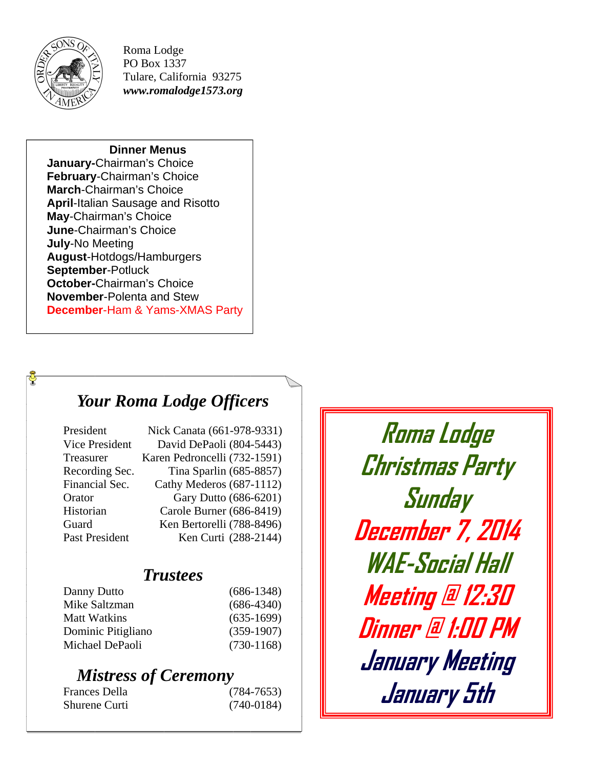Roma Lodge
PO Box 1337
Tulare, California 93275
***www.romalodge1573.org***

**Dinner Menus**

**January-**Chairman's Choice
**February**-Chairman's Choice
**March**-Chairman's Choice
**April**-Italian Sausage and Risotto
**May**-Chairman's Choice
**June**-Chairman's Choice
**July**-No Meeting
**August**-Hotdogs/Hamburgers
**September**-Potluck
**October-**Chairman's Choice
**November**-Polenta and Stew
**December**-Ham & Yams-XMAS Party

## *Your Roma Lodge Officers*

| | |
|---|---|
| President | Nick Canata (661-978-9331) |
| Vice President | David DePaoli (804-5443) |
| Treasurer | Karen Pedroncelli (732-1591) |
| Recording Sec. | Tina Sparlin (685-8857) |
| Financial Sec. | Cathy Mederos (687-1112) |
| Orator | Gary Dutto (686-6201) |
| Historian | Carole Burner (686-8419) |
| Guard | Ken Bertorelli (788-8496) |
| Past President | Ken Curti (288-2144) |

## *Trustees*

| | |
|---|---|
| Danny Dutto | (686-1348) |
| Mike Saltzman | (686-4340) |
| Matt Watkins | (635-1699) |
| Dominic Pitigliano | (359-1907) |
| Michael DePaoli | (730-1168) |

## *Mistress of Ceremony*

| | |
|---|---|
| Frances Della | (784-7653) |
| Shurene Curti | (740-0184) |

**Roma Lodge**
**Christmas Party**
**Sunday**
**December 7, 2014**
**WAE-Social Hall**
**Meeting @ 12:30**
**Dinner @ 1:00 PM**
**January Meeting**
**January 5th**